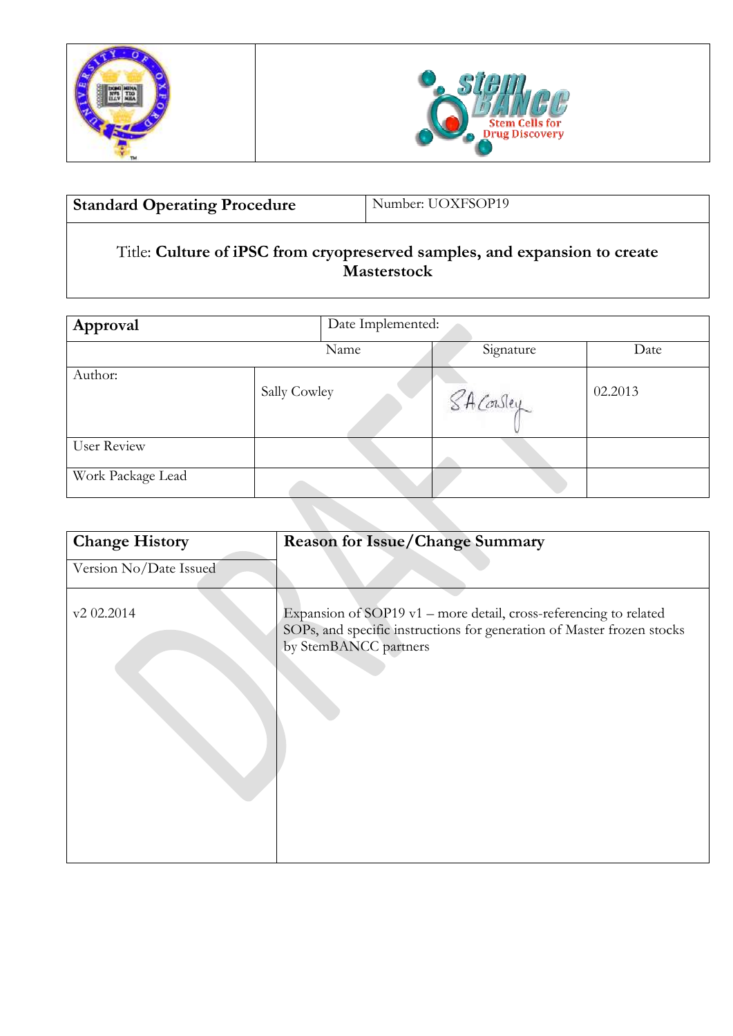| Standard Operating Procedure | Number: UOXFSOP19 |
|---|---|

Title: **Culture of iPSC from cryopreserved samples, and expansion to create Masterstock**

| **Approval** | | Date Implemented: | |
|---|---|---|---|
| | Name | Signature | Date |
| Author: | Sally Cowley | SACowley | 02.2013 |
| User Review | | | |
| Work Package Lead | | | |

| **Change History**<br>Version No/Date Issued | **Reason for Issue/Change Summary** |
|---|---|
| v2 02.2014 | Expansion of SOP19 v1 – more detail, cross-referencing to related SOPs, and specific instructions for generation of Master frozen stocks by StemBANCC partners |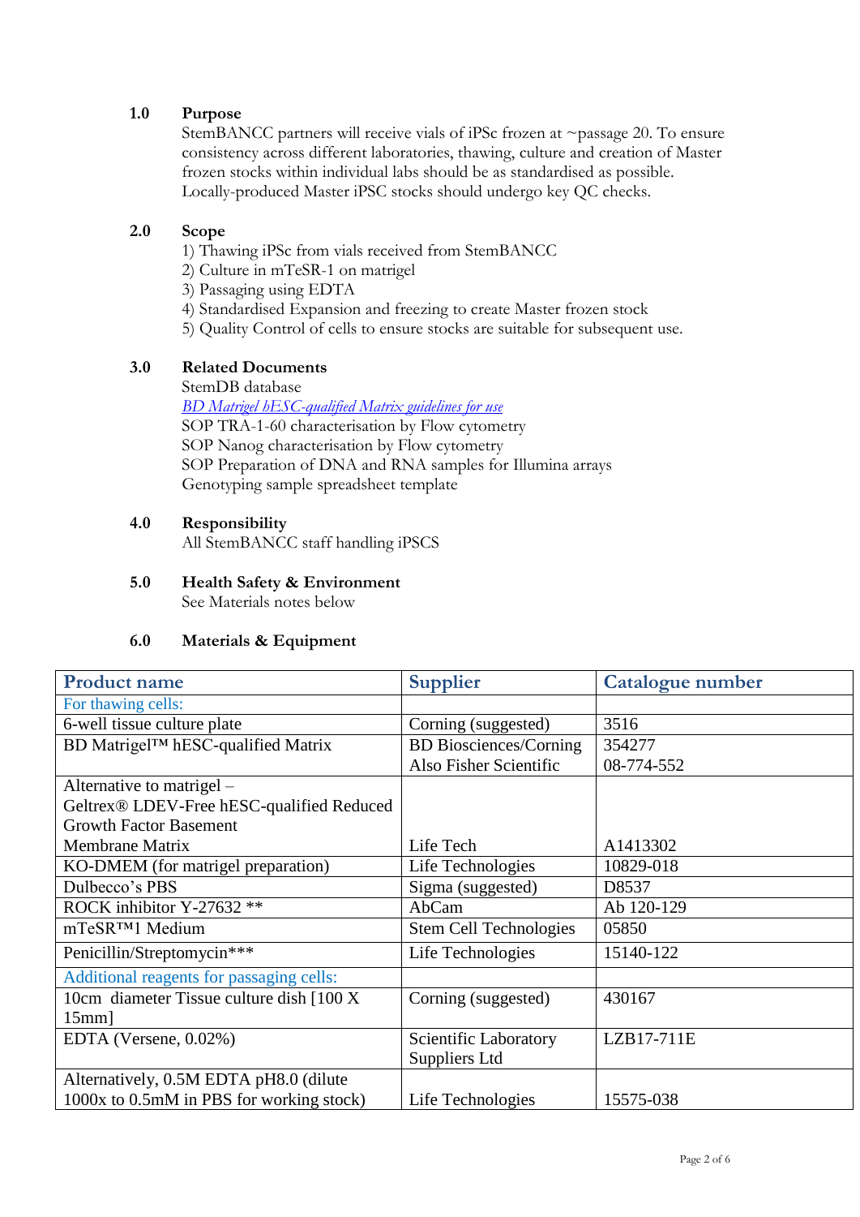## 1.0 Purpose

StemBANCC partners will receive vials of iPSc frozen at ~passage 20. To ensure consistency across different laboratories, thawing, culture and creation of Master frozen stocks within individual labs should be as standardised as possible. Locally-produced Master iPSC stocks should undergo key QC checks.

## 2.0 Scope

1) Thawing iPSc from vials received from StemBANCC
2) Culture in mTeSR-1 on matrigel
3) Passaging using EDTA
4) Standardised Expansion and freezing to create Master frozen stock
5) Quality Control of cells to ensure stocks are suitable for subsequent use.

## 3.0 Related Documents

StemDB database
*BD Matrigel hESC-qualified Matrix guidelines for use*
SOP TRA-1-60 characterisation by Flow cytometry
SOP Nanog characterisation by Flow cytometry
SOP Preparation of DNA and RNA samples for Illumina arrays
Genotyping sample spreadsheet template

## 4.0 Responsibility

All StemBANCC staff handling iPSCS

## 5.0 Health Safety & Environment

See Materials notes below

## 6.0 Materials & Equipment

| Product name | Supplier | Catalogue number |
|---|---|---|
| For thawing cells: | | |
| 6-well tissue culture plate | Corning (suggested) | 3516 |
| BD Matrigel™ hESC-qualified Matrix | BD Biosciences/Corning<br>Also Fisher Scientific | 354277<br>08-774-552 |
| Alternative to matrigel – Geltrex® LDEV-Free hESC-qualified Reduced Growth Factor Basement Membrane Matrix | Life Tech | A1413302 |
| KO-DMEM (for matrigel preparation) | Life Technologies | 10829-018 |
| Dulbecco's PBS | Sigma (suggested) | D8537 |
| ROCK inhibitor Y-27632 ** | AbCam | Ab 120-129 |
| mTeSR™1 Medium | Stem Cell Technologies | 05850 |
| Penicillin/Streptomycin*** | Life Technologies | 15140-122 |
| Additional reagents for passaging cells: | | |
| 10cm diameter Tissue culture dish [100 X 15mm] | Corning (suggested) | 430167 |
| EDTA (Versene, 0.02%) | Scientific Laboratory Suppliers Ltd | LZB17-711E |
| Alternatively, 0.5M EDTA pH8.0 (dilute 1000x to 0.5mM in PBS for working stock) | Life Technologies | 15575-038 |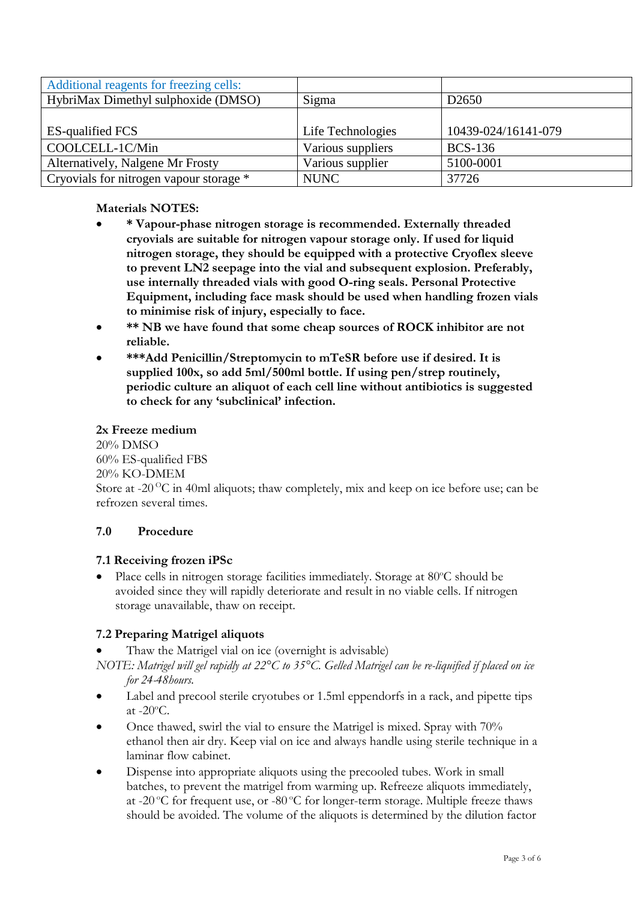| Additional reagents for freezing cells: | | |
|---|---|---|
| HybriMax Dimethyl sulphoxide (DMSO) | Sigma | D2650 |
| ES-qualified FCS | Life Technologies | 10439-024/16141-079 |
| COOLCELL-1C/Min | Various suppliers | BCS-136 |
| Alternatively, Nalgene Mr Frosty | Various supplier | 5100-0001 |
| Cryovials for nitrogen vapour storage * | NUNC | 37726 |

**Materials NOTES:**

- **\* Vapour-phase nitrogen storage is recommended. Externally threaded cryovials are suitable for nitrogen vapour storage only. If used for liquid nitrogen storage, they should be equipped with a protective Cryoflex sleeve to prevent LN2 seepage into the vial and subsequent explosion. Preferably, use internally threaded vials with good O-ring seals. Personal Protective Equipment, including face mask should be used when handling frozen vials to minimise risk of injury, especially to face.**
- **\*\* NB we have found that some cheap sources of ROCK inhibitor are not reliable.**
- **\*\*\*Add Penicillin/Streptomycin to mTeSR before use if desired. It is supplied 100x, so add 5ml/500ml bottle. If using pen/strep routinely, periodic culture an aliquot of each cell line without antibiotics is suggested to check for any 'subclinical' infection.**

**2x Freeze medium**

20% DMSO
60% ES-qualified FBS
20% KO-DMEM
Store at -20 $^{O}$C in 40ml aliquots; thaw completely, mix and keep on ice before use; can be refrozen several times.

## 7.0 Procedure

### 7.1 Receiving frozen iPSc

- Place cells in nitrogen storage facilities immediately. Storage at 80$^{o}$C should be avoided since they will rapidly deteriorate and result in no viable cells. If nitrogen storage unavailable, thaw on receipt.

### 7.2 Preparing Matrigel aliquots

- Thaw the Matrigel vial on ice (overnight is advisable)

*NOTE: Matrigel will gel rapidly at 22°C to 35°C. Gelled Matrigel can be re-liquified if placed on ice for 24-48hours.*

- Label and precool sterile cryotubes or 1.5ml eppendorfs in a rack, and pipette tips at -20$^{o}$C.
- Once thawed, swirl the vial to ensure the Matrigel is mixed. Spray with 70% ethanol then air dry. Keep vial on ice and always handle using sterile technique in a laminar flow cabinet.
- Dispense into appropriate aliquots using the precooled tubes. Work in small batches, to prevent the matrigel from warming up. Refreeze aliquots immediately, at -20 $^{o}$C for frequent use, or -80 $^{o}$C for longer-term storage. Multiple freeze thaws should be avoided. The volume of the aliquots is determined by the dilution factor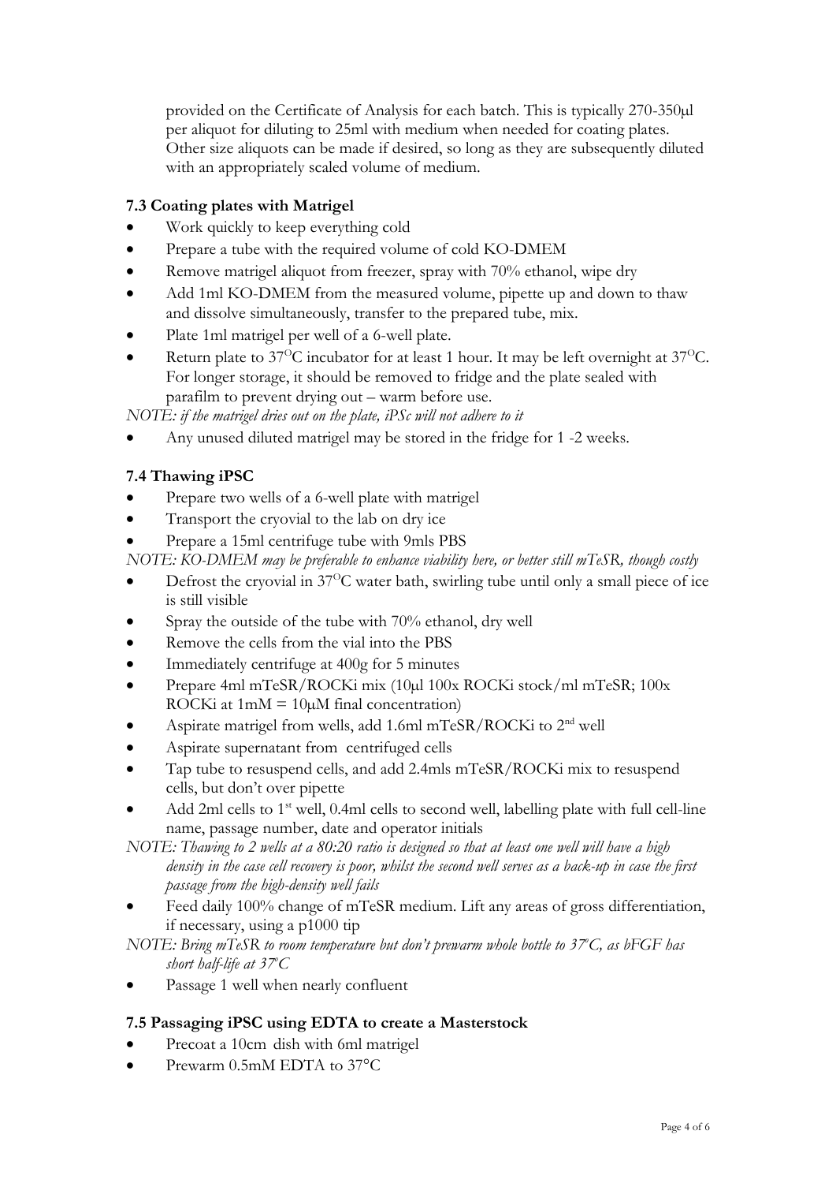provided on the Certificate of Analysis for each batch. This is typically 270-350µl per aliquot for diluting to 25ml with medium when needed for coating plates. Other size aliquots can be made if desired, so long as they are subsequently diluted with an appropriately scaled volume of medium.

### 7.3 Coating plates with Matrigel

- Work quickly to keep everything cold
- Prepare a tube with the required volume of cold KO-DMEM
- Remove matrigel aliquot from freezer, spray with 70% ethanol, wipe dry
- Add 1ml KO-DMEM from the measured volume, pipette up and down to thaw and dissolve simultaneously, transfer to the prepared tube, mix.
- Plate 1ml matrigel per well of a 6-well plate.
- Return plate to 37$^{O}$C incubator for at least 1 hour. It may be left overnight at 37$^{O}$C. For longer storage, it should be removed to fridge and the plate sealed with parafilm to prevent drying out – warm before use.

*NOTE: if the matrigel dries out on the plate, iPSc will not adhere to it*

- Any unused diluted matrigel may be stored in the fridge for 1 -2 weeks.

### 7.4 Thawing iPSC

- Prepare two wells of a 6-well plate with matrigel
- Transport the cryovial to the lab on dry ice
- Prepare a 15ml centrifuge tube with 9mls PBS

*NOTE: KO-DMEM may be preferable to enhance viability here, or better still mTeSR, though costly*

- Defrost the cryovial in 37$^{O}$C water bath, swirling tube until only a small piece of ice is still visible
- Spray the outside of the tube with 70% ethanol, dry well
- Remove the cells from the vial into the PBS
- Immediately centrifuge at 400g for 5 minutes
- Prepare 4ml mTeSR/ROCKi mix (10µl 100x ROCKi stock/ml mTeSR; 100x ROCKi at 1mM = 10µM final concentration)
- Aspirate matrigel from wells, add 1.6ml mTeSR/ROCKi to 2$^{nd}$ well
- Aspirate supernatant from centrifuged cells
- Tap tube to resuspend cells, and add 2.4mls mTeSR/ROCKi mix to resuspend cells, but don't over pipette
- Add 2ml cells to 1$^{st}$ well, 0.4ml cells to second well, labelling plate with full cell-line name, passage number, date and operator initials

*NOTE: Thawing to 2 wells at a 80:20 ratio is designed so that at least one well will have a high density in the case cell recovery is poor, whilst the second well serves as a back-up in case the first passage from the high-density well fails*

- Feed daily 100% change of mTeSR medium. Lift any areas of gross differentiation, if necessary, using a p1000 tip

*NOTE: Bring mTeSR to room temperature but don't prewarm whole bottle to 37$^{o}$C, as bFGF has short half-life at 37$^{o}$C*

- Passage 1 well when nearly confluent

### 7.5 Passaging iPSC using EDTA to create a Masterstock

- Precoat a 10cm dish with 6ml matrigel
- Prewarm 0.5mM EDTA to 37°C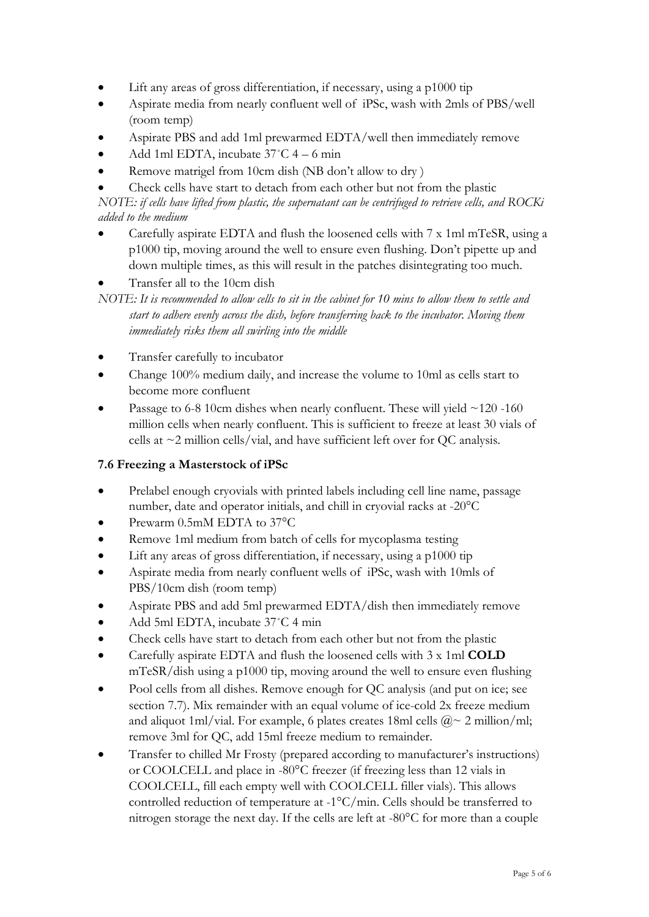- Lift any areas of gross differentiation, if necessary, using a p1000 tip
- Aspirate media from nearly confluent well of iPSc, wash with 2mls of PBS/well (room temp)
- Aspirate PBS and add 1ml prewarmed EDTA/well then immediately remove
- Add 1ml EDTA, incubate 37˚C 4 – 6 min
- Remove matrigel from 10cm dish (NB don't allow to dry )
- Check cells have start to detach from each other but not from the plastic

*NOTE: if cells have lifted from plastic, the supernatant can be centrifuged to retrieve cells, and ROCKi added to the medium*

- Carefully aspirate EDTA and flush the loosened cells with 7 x 1ml mTeSR, using a p1000 tip, moving around the well to ensure even flushing. Don't pipette up and down multiple times, as this will result in the patches disintegrating too much.
- Transfer all to the 10cm dish

*NOTE: It is recommended to allow cells to sit in the cabinet for 10 mins to allow them to settle and start to adhere evenly across the dish, before transferring back to the incubator. Moving them immediately risks them all swirling into the middle*

- Transfer carefully to incubator
- Change 100% medium daily, and increase the volume to 10ml as cells start to become more confluent
- Passage to 6-8 10cm dishes when nearly confluent. These will yield ~120 -160 million cells when nearly confluent. This is sufficient to freeze at least 30 vials of cells at ~2 million cells/vial, and have sufficient left over for QC analysis.

### 7.6 Freezing a Masterstock of iPSc

- Prelabel enough cryovials with printed labels including cell line name, passage number, date and operator initials, and chill in cryovial racks at -20°C
- Prewarm 0.5mM EDTA to 37°C
- Remove 1ml medium from batch of cells for mycoplasma testing
- Lift any areas of gross differentiation, if necessary, using a p1000 tip
- Aspirate media from nearly confluent wells of iPSc, wash with 10mls of PBS/10cm dish (room temp)
- Aspirate PBS and add 5ml prewarmed EDTA/dish then immediately remove
- Add 5ml EDTA, incubate 37˚C 4 min
- Check cells have start to detach from each other but not from the plastic
- Carefully aspirate EDTA and flush the loosened cells with 3 x 1ml **COLD** mTeSR/dish using a p1000 tip, moving around the well to ensure even flushing
- Pool cells from all dishes. Remove enough for QC analysis (and put on ice; see section 7.7). Mix remainder with an equal volume of ice-cold 2x freeze medium and aliquot 1ml/vial. For example, 6 plates creates 18ml cells @~ 2 million/ml; remove 3ml for QC, add 15ml freeze medium to remainder.
- Transfer to chilled Mr Frosty (prepared according to manufacturer's instructions) or COOLCELL and place in -80°C freezer (if freezing less than 12 vials in COOLCELL, fill each empty well with COOLCELL filler vials). This allows controlled reduction of temperature at -1°C/min. Cells should be transferred to nitrogen storage the next day. If the cells are left at -80°C for more than a couple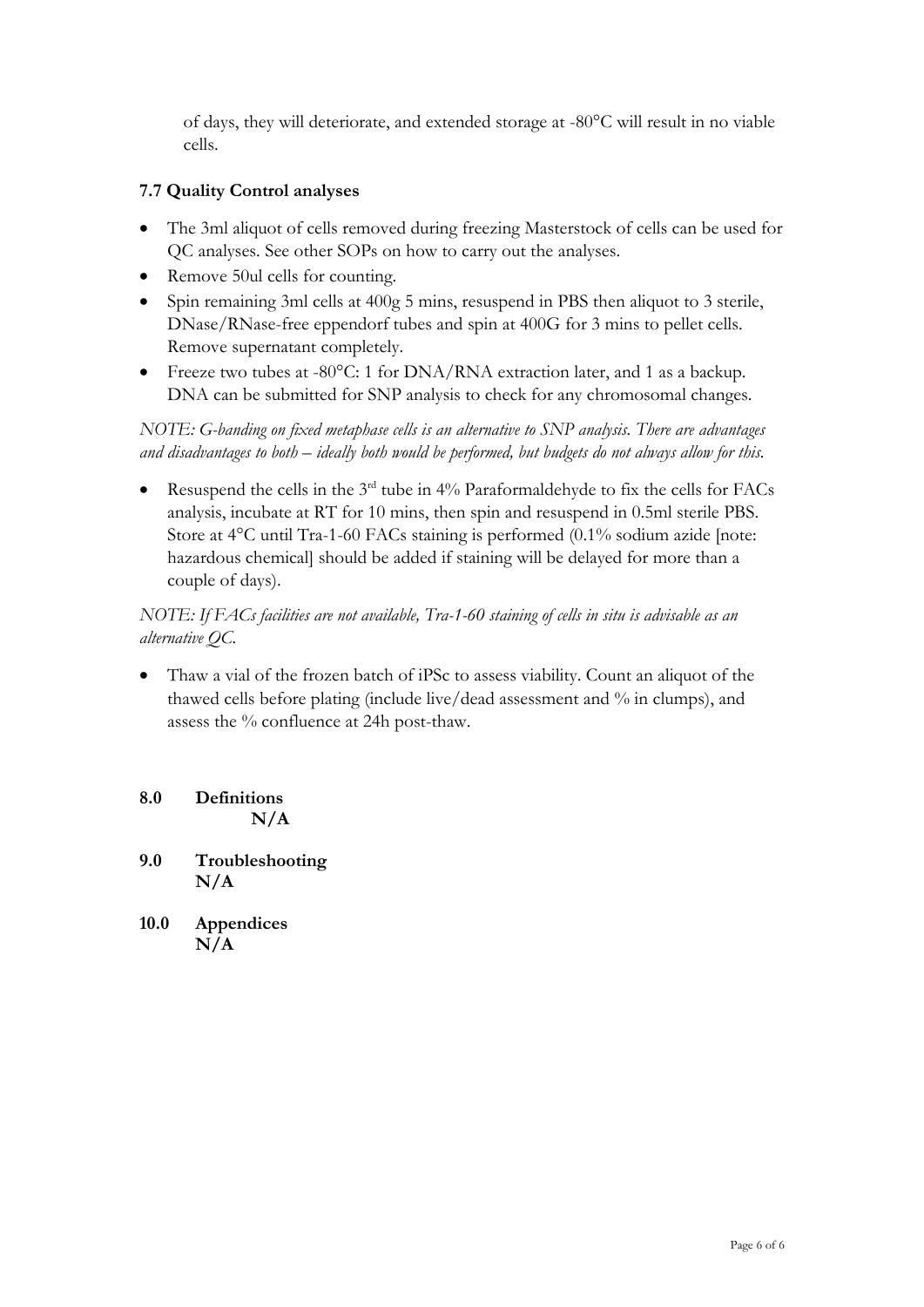of days, they will deteriorate, and extended storage at -80°C will result in no viable cells.

### 7.7 Quality Control analyses

- The 3ml aliquot of cells removed during freezing Masterstock of cells can be used for QC analyses. See other SOPs on how to carry out the analyses.
- Remove 50ul cells for counting.
- Spin remaining 3ml cells at 400g 5 mins, resuspend in PBS then aliquot to 3 sterile, DNase/RNase-free eppendorf tubes and spin at 400G for 3 mins to pellet cells. Remove supernatant completely.
- Freeze two tubes at -80°C: 1 for DNA/RNA extraction later, and 1 as a backup. DNA can be submitted for SNP analysis to check for any chromosomal changes.

*NOTE: G-banding on fixed metaphase cells is an alternative to SNP analysis. There are advantages and disadvantages to both – ideally both would be performed, but budgets do not always allow for this.*

- Resuspend the cells in the 3rd tube in 4% Paraformaldehyde to fix the cells for FACs analysis, incubate at RT for 10 mins, then spin and resuspend in 0.5ml sterile PBS. Store at 4°C until Tra-1-60 FACs staining is performed (0.1% sodium azide [note: hazardous chemical] should be added if staining will be delayed for more than a couple of days).

*NOTE: If FACs facilities are not available, Tra-1-60 staining of cells in situ is advisable as an alternative QC.*

- Thaw a vial of the frozen batch of iPSc to assess viability. Count an aliquot of the thawed cells before plating (include live/dead assessment and % in clumps), and assess the % confluence at 24h post-thaw.

## 8.0 Definitions

**N/A**

## 9.0 Troubleshooting

**N/A**

## 10.0 Appendices

**N/A**